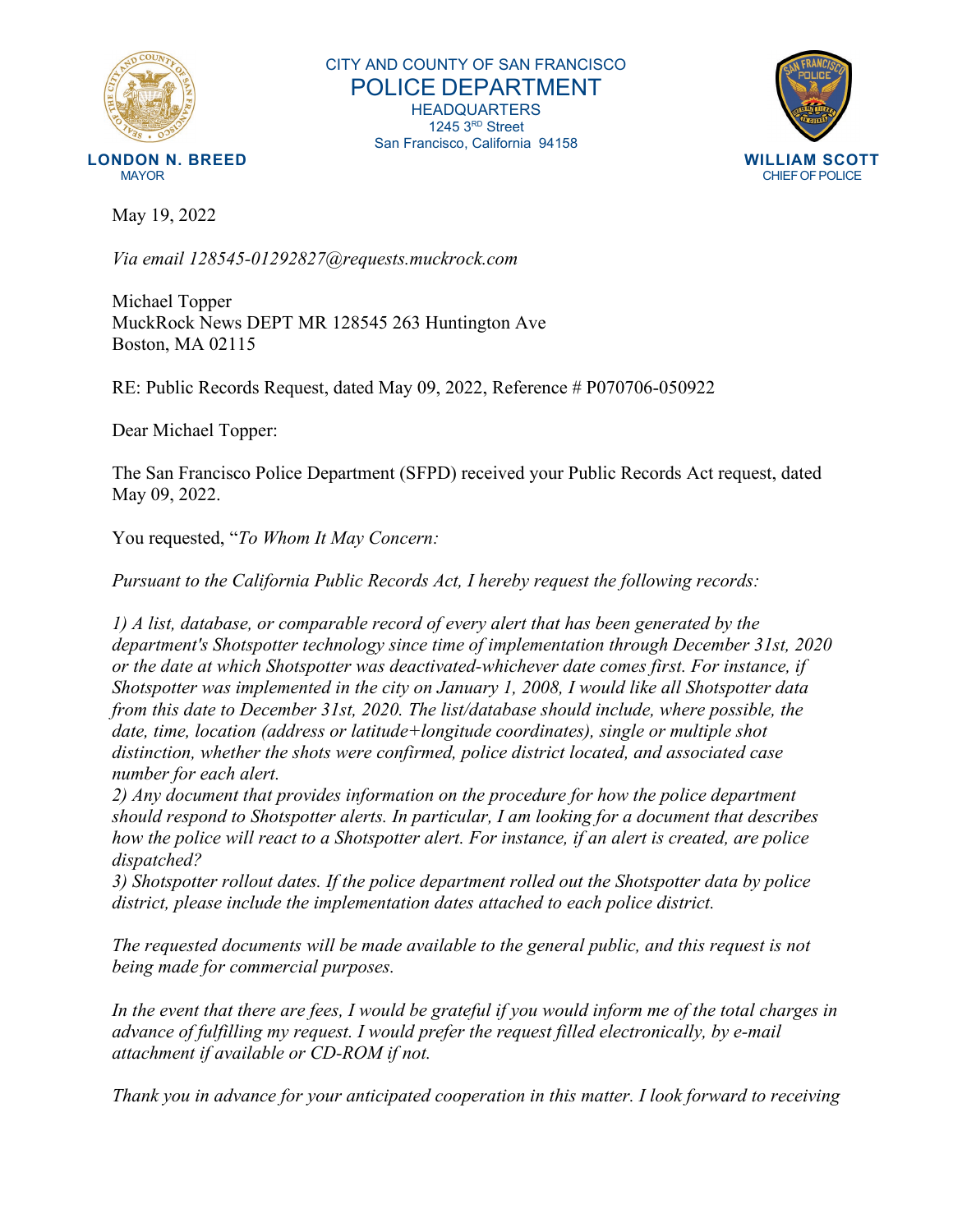CITY AND COUNTY OF SAN FRANCISCO
POLICE DEPARTMENT
HEADQUARTERS
1245 3RD Street
San Francisco, California 94158

**LONDON N. BREED**
MAYOR

**WILLIAM SCOTT**
CHIEF OF POLICE

May 19, 2022

*Via email 128545-01292827@requests.muckrock.com*

Michael Topper
MuckRock News DEPT MR 128545 263 Huntington Ave
Boston, MA 02115

RE: Public Records Request, dated May 09, 2022, Reference # P070706-050922

Dear Michael Topper:

The San Francisco Police Department (SFPD) received your Public Records Act request, dated May 09, 2022.

You requested, "*To Whom It May Concern:*

*Pursuant to the California Public Records Act, I hereby request the following records:*

*1) A list, database, or comparable record of every alert that has been generated by the department's Shotspotter technology since time of implementation through December 31st, 2020 or the date at which Shotspotter was deactivated-whichever date comes first. For instance, if Shotspotter was implemented in the city on January 1, 2008, I would like all Shotspotter data from this date to December 31st, 2020. The list/database should include, where possible, the date, time, location (address or latitude+longitude coordinates), single or multiple shot distinction, whether the shots were confirmed, police district located, and associated case number for each alert.*
*2) Any document that provides information on the procedure for how the police department should respond to Shotspotter alerts. In particular, I am looking for a document that describes how the police will react to a Shotspotter alert. For instance, if an alert is created, are police dispatched?*
*3) Shotspotter rollout dates. If the police department rolled out the Shotspotter data by police district, please include the implementation dates attached to each police district.*

*The requested documents will be made available to the general public, and this request is not being made for commercial purposes.*

*In the event that there are fees, I would be grateful if you would inform me of the total charges in advance of fulfilling my request. I would prefer the request filled electronically, by e-mail attachment if available or CD-ROM if not.*

*Thank you in advance for your anticipated cooperation in this matter. I look forward to receiving*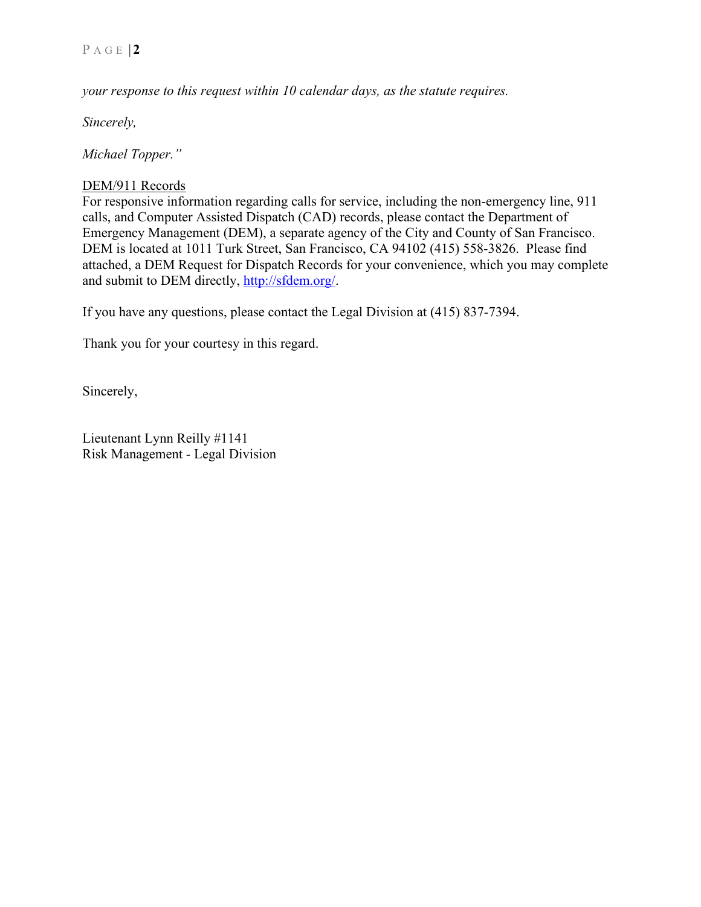*your response to this request within 10 calendar days, as the statute requires.*

*Sincerely,*

*Michael Topper."*

<u>DEM/911 Records</u>
For responsive information regarding calls for service, including the non-emergency line, 911 calls, and Computer Assisted Dispatch (CAD) records, please contact the Department of Emergency Management (DEM), a separate agency of the City and County of San Francisco. DEM is located at 1011 Turk Street, San Francisco, CA 94102 (415) 558-3826. Please find attached, a DEM Request for Dispatch Records for your convenience, which you may complete and submit to DEM directly, [http://sfdem.org/](http://sfdem.org/).

If you have any questions, please contact the Legal Division at (415) 837-7394.

Thank you for your courtesy in this regard.

Sincerely,

Lieutenant Lynn Reilly #1141
Risk Management - Legal Division